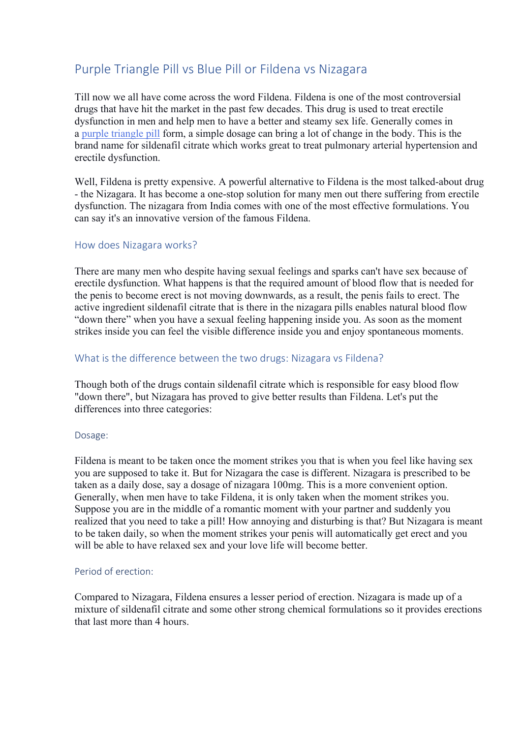# Purple Triangle Pill vs Blue Pill or Fildena vs Nizagara

Till now we all have come across the word Fildena. Fildena is one of the most controversial drugs that have hit the market in the past few decades. This drug is used to treat erectile dysfunction in men and help men to have a better and steamy sex life. Generally comes in a purple triangle pill form, a simple dosage can bring a lot of change in the body. This is the brand name for sildenafil citrate which works great to treat pulmonary arterial hypertension and erectile dysfunction.

Well, Fildena is pretty expensive. A powerful alternative to Fildena is the most talked-about drug - the Nizagara. It has become a one-stop solution for many men out there suffering from erectile dysfunction. The nizagara from India comes with one of the most effective formulations. You can say it's an innovative version of the famous Fildena.

## How does Nizagara works?

There are many men who despite having sexual feelings and sparks can't have sex because of erectile dysfunction. What happens is that the required amount of blood flow that is needed for the penis to become erect is not moving downwards, as a result, the penis fails to erect. The active ingredient sildenafil citrate that is there in the nizagara pills enables natural blood flow "down there" when you have a sexual feeling happening inside you. As soon as the moment strikes inside you can feel the visible difference inside you and enjoy spontaneous moments.

## What is the difference between the two drugs: Nizagara vs Fildena?

Though both of the drugs contain sildenafil citrate which is responsible for easy blood flow "down there", but Nizagara has proved to give better results than Fildena. Let's put the differences into three categories:

### Dosage:

Fildena is meant to be taken once the moment strikes you that is when you feel like having sex you are supposed to take it. But for Nizagara the case is different. Nizagara is prescribed to be taken as a daily dose, say a dosage of nizagara 100mg. This is a more convenient option. Generally, when men have to take Fildena, it is only taken when the moment strikes you. Suppose you are in the middle of a romantic moment with your partner and suddenly you realized that you need to take a pill! How annoying and disturbing is that? But Nizagara is meant to be taken daily, so when the moment strikes your penis will automatically get erect and you will be able to have relaxed sex and your love life will become better.

### Period of erection:

Compared to Nizagara, Fildena ensures a lesser period of erection. Nizagara is made up of a mixture of sildenafil citrate and some other strong chemical formulations so it provides erections that last more than 4 hours.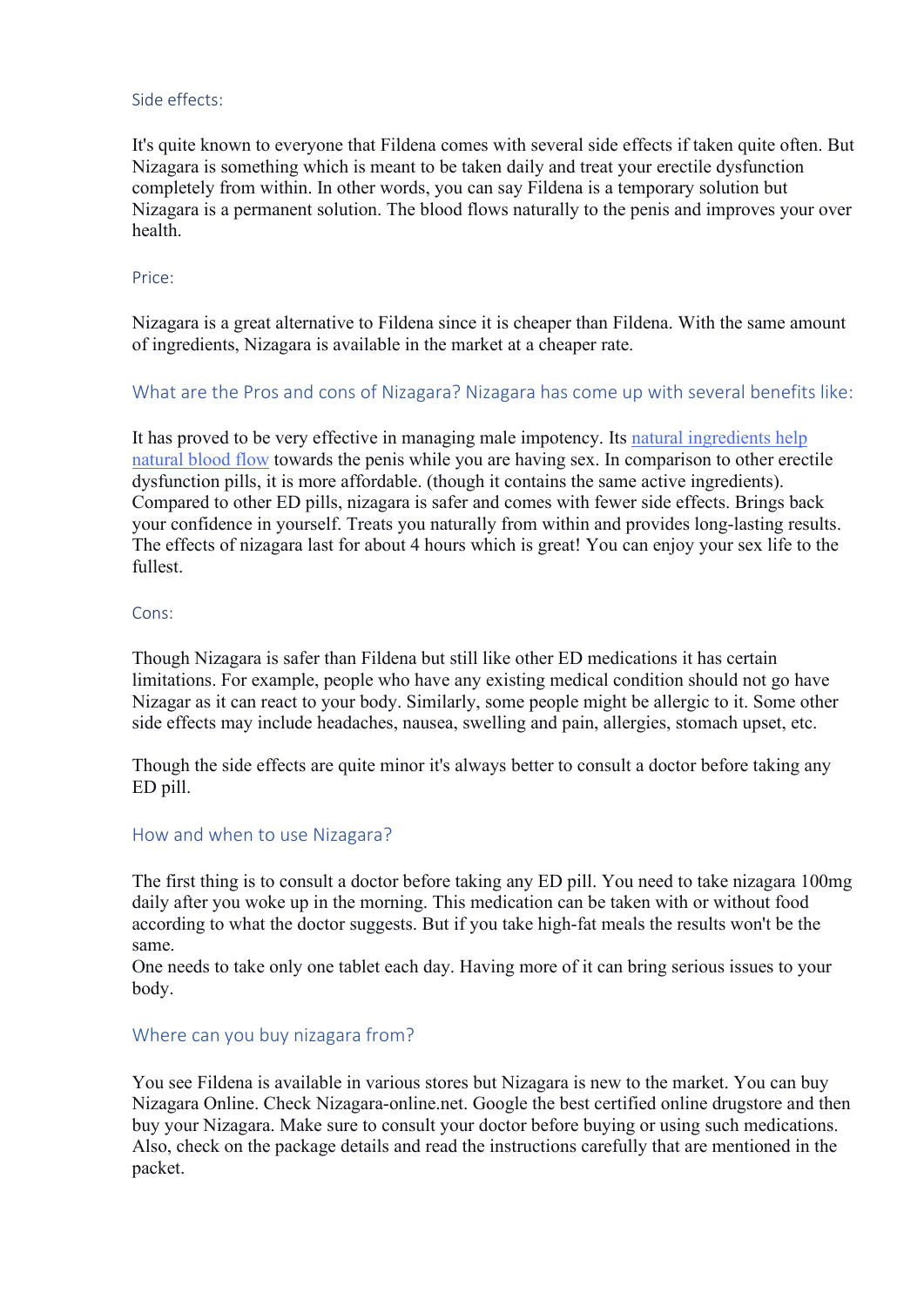## Side effects:

It's quite known to everyone that Fildena comes with several side effects if taken quite often. But Nizagara is something which is meant to be taken daily and treat your erectile dysfunction completely from within. In other words, you can say Fildena is a temporary solution but Nizagara is a permanent solution. The blood flows naturally to the penis and improves your over health.

## Price:

Nizagara is a great alternative to Fildena since it is cheaper than Fildena. With the same amount of ingredients, Nizagara is available in the market at a cheaper rate.

## What are the Pros and cons of Nizagara? Nizagara has come up with several benefits like:

It has proved to be very effective in managing male impotency. Its [natural ingredients help natural blood flow] towards the penis while you are having sex. In comparison to other erectile dysfunction pills, it is more affordable. (though it contains the same active ingredients). Compared to other ED pills, nizagara is safer and comes with fewer side effects. Brings back your confidence in yourself. Treats you naturally from within and provides long-lasting results. The effects of nizagara last for about 4 hours which is great! You can enjoy your sex life to the fullest.

## Cons:

Though Nizagara is safer than Fildena but still like other ED medications it has certain limitations. For example, people who have any existing medical condition should not go have Nizagar as it can react to your body. Similarly, some people might be allergic to it. Some other side effects may include headaches, nausea, swelling and pain, allergies, stomach upset, etc.

Though the side effects are quite minor it's always better to consult a doctor before taking any ED pill.

## How and when to use Nizagara?

The first thing is to consult a doctor before taking any ED pill. You need to take nizagara 100mg daily after you woke up in the morning. This medication can be taken with or without food according to what the doctor suggests. But if you take high-fat meals the results won't be the same.
One needs to take only one tablet each day. Having more of it can bring serious issues to your body.

## Where can you buy nizagara from?

You see Fildena is available in various stores but Nizagara is new to the market. You can buy Nizagara Online. Check Nizagara-online.net. Google the best certified online drugstore and then buy your Nizagara. Make sure to consult your doctor before buying or using such medications. Also, check on the package details and read the instructions carefully that are mentioned in the packet.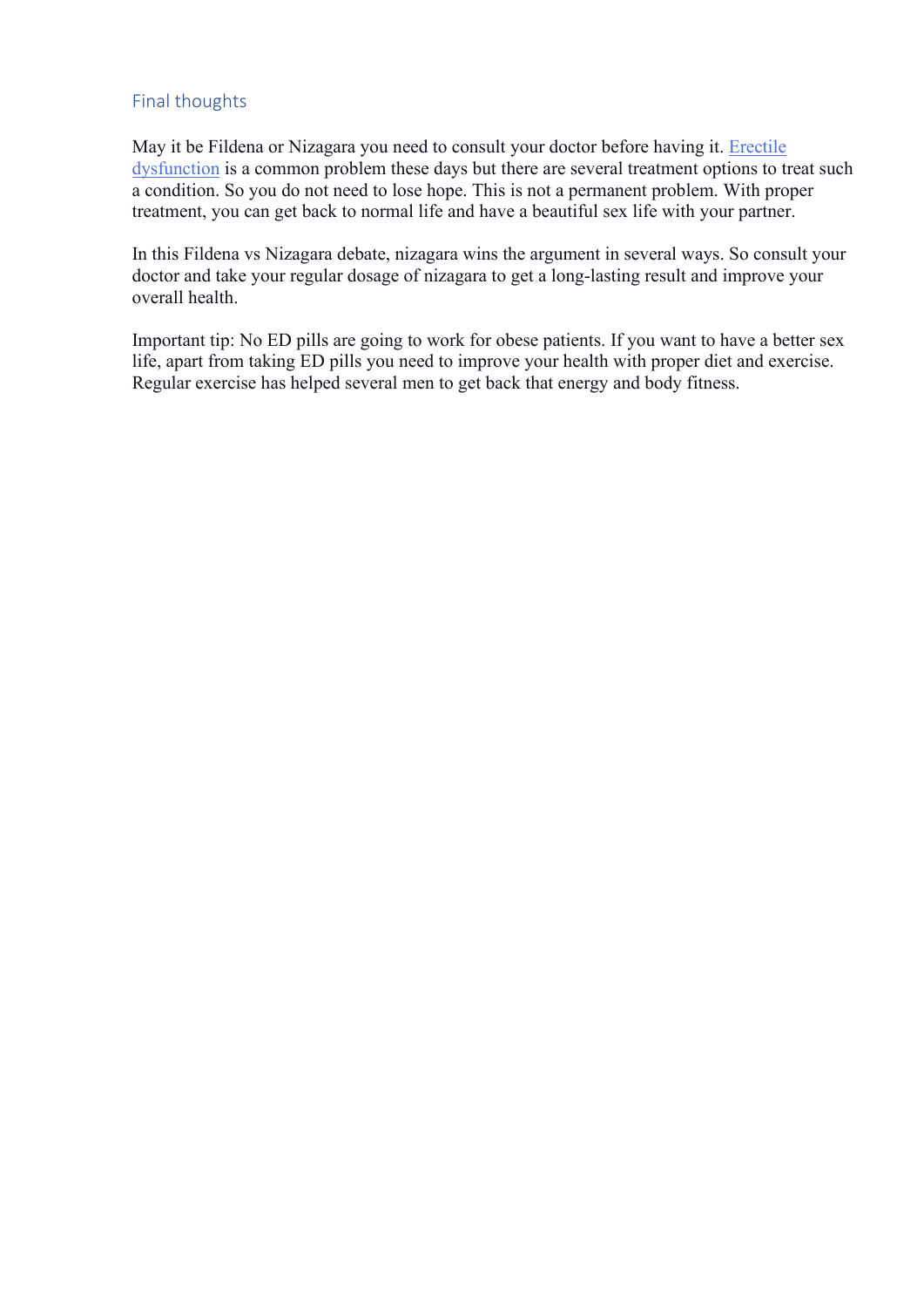## Final thoughts

May it be Fildena or Nizagara you need to consult your doctor before having it. Erectile dysfunction is a common problem these days but there are several treatment options to treat such a condition. So you do not need to lose hope. This is not a permanent problem. With proper treatment, you can get back to normal life and have a beautiful sex life with your partner.

In this Fildena vs Nizagara debate, nizagara wins the argument in several ways. So consult your doctor and take your regular dosage of nizagara to get a long-lasting result and improve your overall health.

Important tip: No ED pills are going to work for obese patients. If you want to have a better sex life, apart from taking ED pills you need to improve your health with proper diet and exercise. Regular exercise has helped several men to get back that energy and body fitness.